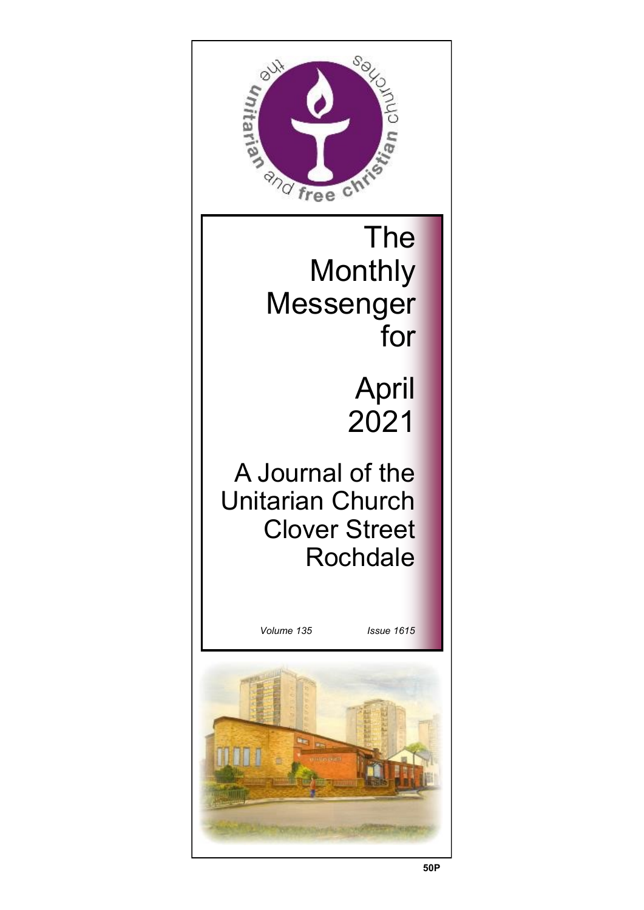# The Monthly Messenger for

## April 2021

### A Journal of the Unitarian Church Clover Street Rochdale

*Volume 135* *Issue 1615*

**50P**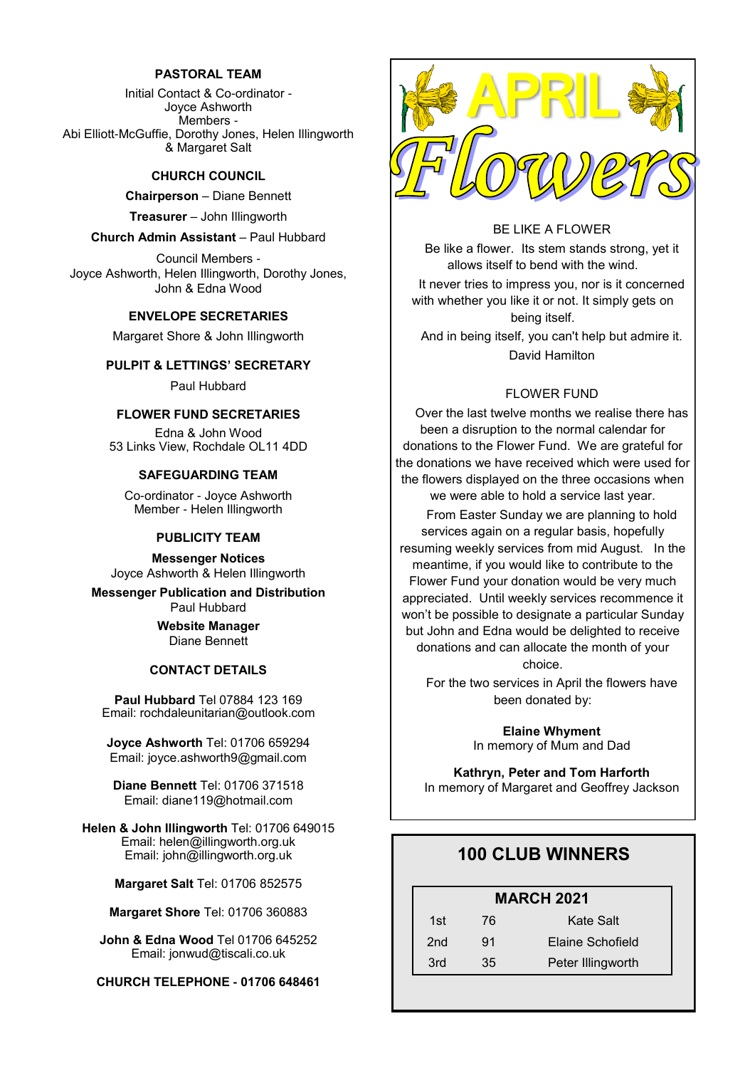## PASTORAL TEAM

Initial Contact & Co-ordinator -
Joyce Ashworth
Members -
Abi Elliott-McGuffie, Dorothy Jones, Helen Illingworth & Margaret Salt

## CHURCH COUNCIL

**Chairperson** – Diane Bennett

**Treasurer** – John Illingworth

**Church Admin Assistant** – Paul Hubbard

Council Members -
Joyce Ashworth, Helen Illingworth, Dorothy Jones, John & Edna Wood

## ENVELOPE SECRETARIES

Margaret Shore & John Illingworth

## PULPIT & LETTINGS' SECRETARY

Paul Hubbard

## FLOWER FUND SECRETARIES

Edna & John Wood
53 Links View, Rochdale OL11 4DD

## SAFEGUARDING TEAM

Co-ordinator - Joyce Ashworth
Member - Helen Illingworth

## PUBLICITY TEAM

**Messenger Notices**
Joyce Ashworth & Helen Illingworth

**Messenger Publication and Distribution**
Paul Hubbard

**Website Manager**
Diane Bennett

## CONTACT DETAILS

**Paul Hubbard** Tel 07884 123 169
Email: rochdaleunitarian@outlook.com

**Joyce Ashworth** Tel: 01706 659294
Email: joyce.ashworth9@gmail.com

**Diane Bennett** Tel: 01706 371518
Email: diane119@hotmail.com

**Helen & John Illingworth** Tel: 01706 649015
Email: helen@illingworth.org.uk
Email: john@illingworth.org.uk

**Margaret Salt** Tel: 01706 852575

**Margaret Shore** Tel: 01706 360883

**John & Edna Wood** Tel 01706 645252
Email: jonwud@tiscali.co.uk

**CHURCH TELEPHONE - 01706 648461**

# APRIL Flowers

### BE LIKE A FLOWER

Be like a flower. Its stem stands strong, yet it allows itself to bend with the wind.

It never tries to impress you, nor is it concerned with whether you like it or not. It simply gets on being itself.

And in being itself, you can't help but admire it.

David Hamilton

### FLOWER FUND

Over the last twelve months we realise there has been a disruption to the normal calendar for donations to the Flower Fund. We are grateful for the donations we have received which were used for the flowers displayed on the three occasions when we were able to hold a service last year.

From Easter Sunday we are planning to hold services again on a regular basis, hopefully resuming weekly services from mid August. In the meantime, if you would like to contribute to the Flower Fund your donation would be very much appreciated. Until weekly services recommence it won't be possible to designate a particular Sunday but John and Edna would be delighted to receive donations and can allocate the month of your choice.

For the two services in April the flowers have been donated by:

**Elaine Whyment**
In memory of Mum and Dad

**Kathryn, Peter and Tom Harforth**
In memory of Margaret and Geoffrey Jackson

## 100 CLUB WINNERS

| MARCH 2021 | | |
|---|---|---|
| 1st | 76 | Kate Salt |
| 2nd | 91 | Elaine Schofield |
| 3rd | 35 | Peter Illingworth |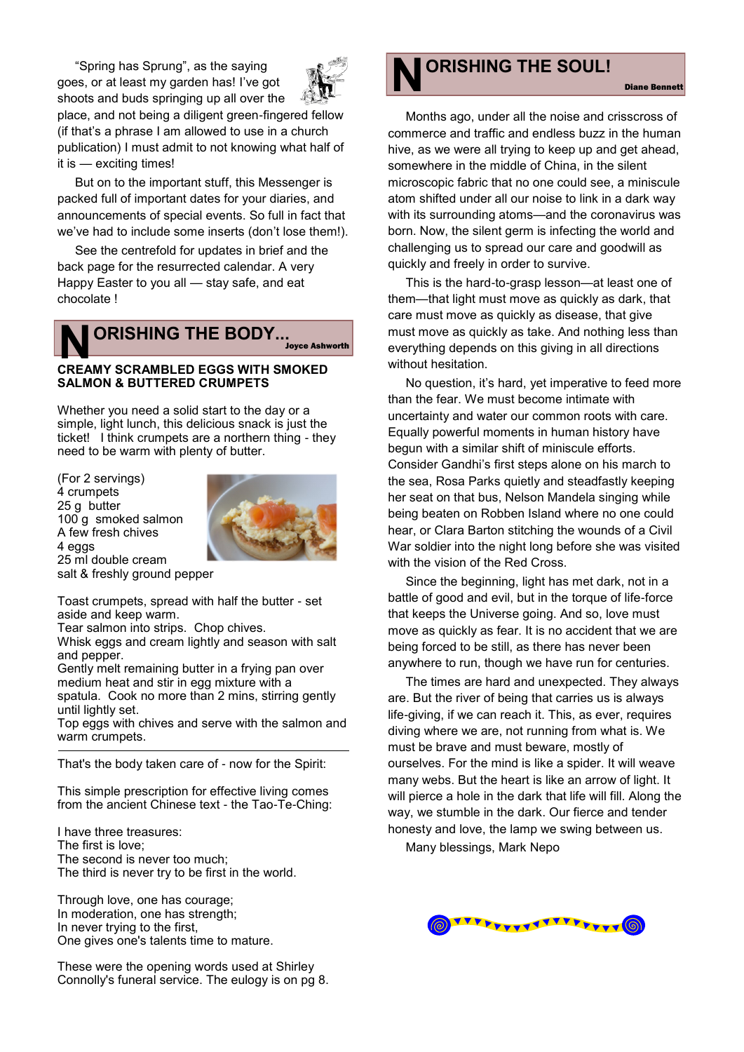"Spring has Sprung", as the saying goes, or at least my garden has! I've got shoots and buds springing up all over the place, and not being a diligent green-fingered fellow (if that's a phrase I am allowed to use in a church publication) I must admit to not knowing what half of it is — exciting times!

But on to the important stuff, this Messenger is packed full of important dates for your diaries, and announcements of special events. So full in fact that we've had to include some inserts (don't lose them!).

See the centrefold for updates in brief and the back page for the resurrected calendar. A very Happy Easter to you all — stay safe, and eat chocolate !

## NORISHING THE BODY...

Joyce Ashworth

### CREAMY SCRAMBLED EGGS WITH SMOKED SALMON & BUTTERED CRUMPETS

Whether you need a solid start to the day or a simple, light lunch, this delicious snack is just the ticket!   I think crumpets are a northern thing - they need to be warm with plenty of butter.

(For 2 servings)
4 crumpets
25 g  butter
100 g  smoked salmon
A few fresh chives
4 eggs
25 ml double cream
salt & freshly ground pepper

Toast crumpets, spread with half the butter - set aside and keep warm.
Tear salmon into strips.  Chop chives.
Whisk eggs and cream lightly and season with salt and pepper.
Gently melt remaining butter in a frying pan over medium heat and stir in egg mixture with a spatula.  Cook no more than 2 mins, stirring gently until lightly set.
Top eggs with chives and serve with the salmon and warm crumpets.

---

That's the body taken care of - now for the Spirit:

This simple prescription for effective living comes from the ancient Chinese text - the Tao-Te-Ching:

I have three treasures:
The first is love;
The second is never too much;
The third is never try to be first in the world.

Through love, one has courage;
In moderation, one has strength;
In never trying to the first,
One gives one's talents time to mature.

These were the opening words used at Shirley Connolly's funeral service. The eulogy is on pg 8.

## NORISHING THE SOUL!

Diane Bennett

Months ago, under all the noise and crisscross of commerce and traffic and endless buzz in the human hive, as we were all trying to keep up and get ahead, somewhere in the middle of China, in the silent microscopic fabric that no one could see, a miniscule atom shifted under all our noise to link in a dark way with its surrounding atoms—and the coronavirus was born. Now, the silent germ is infecting the world and challenging us to spread our care and goodwill as quickly and freely in order to survive.

This is the hard-to-grasp lesson—at least one of them—that light must move as quickly as dark, that care must move as quickly as disease, that give must move as quickly as take. And nothing less than everything depends on this giving in all directions without hesitation.

No question, it's hard, yet imperative to feed more than the fear. We must become intimate with uncertainty and water our common roots with care. Equally powerful moments in human history have begun with a similar shift of miniscule efforts. Consider Gandhi's first steps alone on his march to the sea, Rosa Parks quietly and steadfastly keeping her seat on that bus, Nelson Mandela singing while being beaten on Robben Island where no one could hear, or Clara Barton stitching the wounds of a Civil War soldier into the night long before she was visited with the vision of the Red Cross.

Since the beginning, light has met dark, not in a battle of good and evil, but in the torque of life-force that keeps the Universe going. And so, love must move as quickly as fear. It is no accident that we are being forced to be still, as there has never been anywhere to run, though we have run for centuries.

The times are hard and unexpected. They always are. But the river of being that carries us is always life-giving, if we can reach it. This, as ever, requires diving where we are, not running from what is. We must be brave and must beware, mostly of ourselves. For the mind is like a spider. It will weave many webs. But the heart is like an arrow of light. It will pierce a hole in the dark that life will fill. Along the way, we stumble in the dark. Our fierce and tender honesty and love, the lamp we swing between us.

Many blessings, Mark Nepo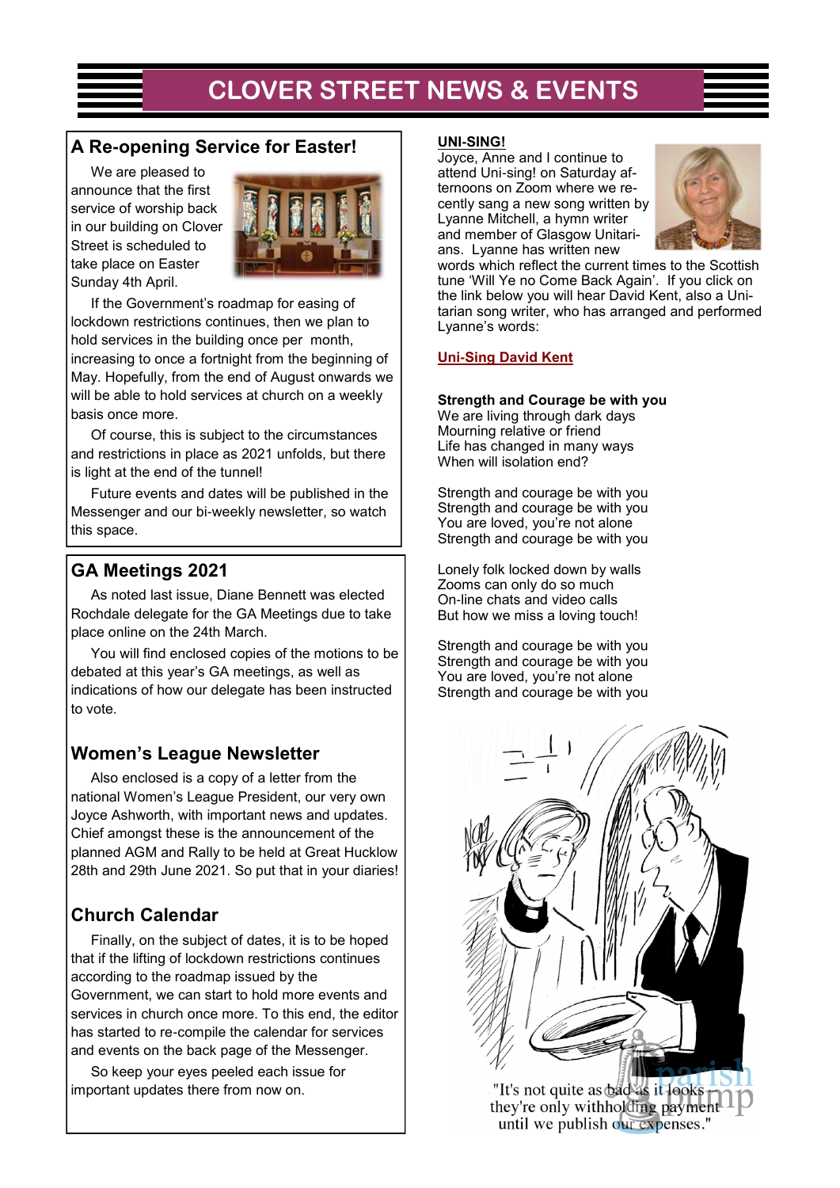# CLOVER STREET NEWS & EVENTS

## A Re-opening Service for Easter!

We are pleased to announce that the first service of worship back in our building on Clover Street is scheduled to take place on Easter Sunday 4th April.

If the Government's roadmap for easing of lockdown restrictions continues, then we plan to hold services in the building once per month, increasing to once a fortnight from the beginning of May. Hopefully, from the end of August onwards we will be able to hold services at church on a weekly basis once more.

Of course, this is subject to the circumstances and restrictions in place as 2021 unfolds, but there is light at the end of the tunnel!

Future events and dates will be published in the Messenger and our bi-weekly newsletter, so watch this space.

## GA Meetings 2021

As noted last issue, Diane Bennett was elected Rochdale delegate for the GA Meetings due to take place online on the 24th March.

You will find enclosed copies of the motions to be debated at this year's GA meetings, as well as indications of how our delegate has been instructed to vote.

## Women's League Newsletter

Also enclosed is a copy of a letter from the national Women's League President, our very own Joyce Ashworth, with important news and updates. Chief amongst these is the announcement of the planned AGM and Rally to be held at Great Hucklow 28th and 29th June 2021. So put that in your diaries!

## Church Calendar

Finally, on the subject of dates, it is to be hoped that if the lifting of lockdown restrictions continues according to the roadmap issued by the Government, we can start to hold more events and services in church once more. To this end, the editor has started to re-compile the calendar for services and events on the back page of the Messenger.

So keep your eyes peeled each issue for important updates there from now on.

## UNI-SING!

Joyce, Anne and I continue to attend Uni-sing! on Saturday afternoons on Zoom where we recently sang a new song written by Lyanne Mitchell, a hymn writer and member of Glasgow Unitarians. Lyanne has written new words which reflect the current times to the Scottish tune 'Will Ye no Come Back Again'. If you click on the link below you will hear David Kent, also a Unitarian song writer, who has arranged and performed Lyanne's words:

**Uni-Sing David Kent**

**Strength and Courage be with you**

We are living through dark days
Mourning relative or friend
Life has changed in many ways
When will isolation end?

Strength and courage be with you
Strength and courage be with you
You are loved, you're not alone
Strength and courage be with you

Lonely folk locked down by walls
Zooms can only do so much
On-line chats and video calls
But how we miss a loving touch!

Strength and courage be with you
Strength and courage be with you
You are loved, you're not alone
Strength and courage be with you

"It's not quite as bad as it looks – they're only withholding payment until we publish our expenses."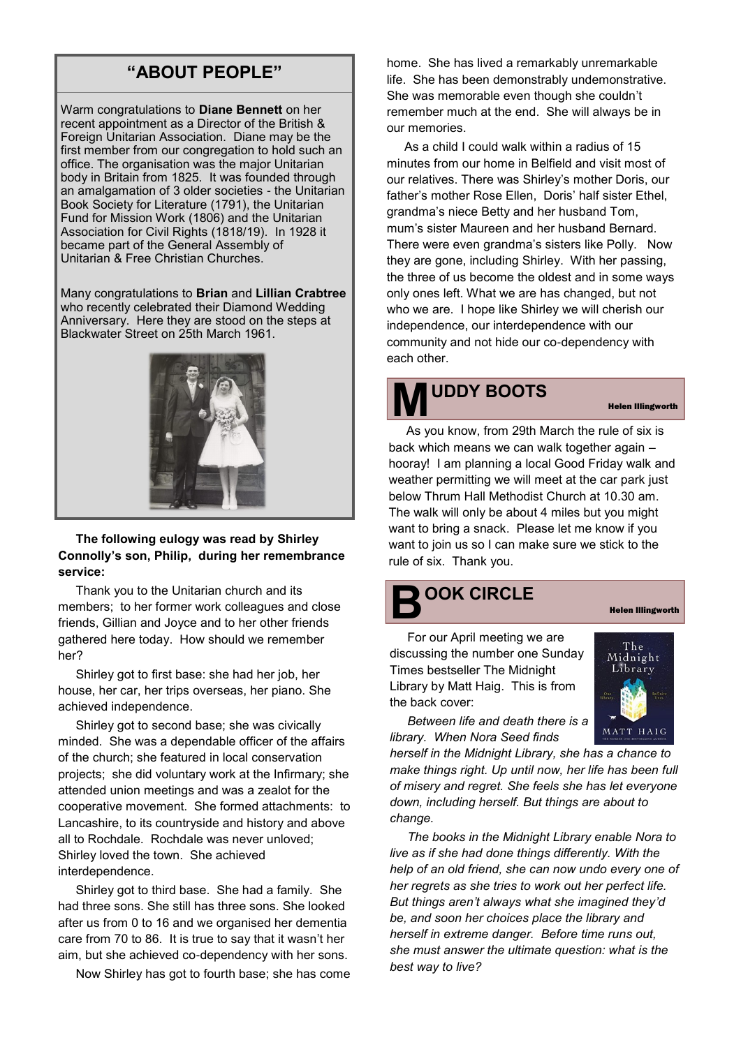## "ABOUT PEOPLE"

Warm congratulations to **Diane Bennett** on her recent appointment as a Director of the British & Foreign Unitarian Association. Diane may be the first member from our congregation to hold such an office. The organisation was the major Unitarian body in Britain from 1825. It was founded through an amalgamation of 3 older societies - the Unitarian Book Society for Literature (1791), the Unitarian Fund for Mission Work (1806) and the Unitarian Association for Civil Rights (1818/19). In 1928 it became part of the General Assembly of Unitarian & Free Christian Churches.

Many congratulations to **Brian** and **Lillian Crabtree** who recently celebrated their Diamond Wedding Anniversary. Here they are stood on the steps at Blackwater Street on 25th March 1961.

**The following eulogy was read by Shirley Connolly's son, Philip, during her remembrance service:**

Thank you to the Unitarian church and its members; to her former work colleagues and close friends, Gillian and Joyce and to her other friends gathered here today. How should we remember her?

Shirley got to first base: she had her job, her house, her car, her trips overseas, her piano. She achieved independence.

Shirley got to second base; she was civically minded. She was a dependable officer of the affairs of the church; she featured in local conservation projects; she did voluntary work at the Infirmary; she attended union meetings and was a zealot for the cooperative movement. She formed attachments: to Lancashire, to its countryside and history and above all to Rochdale. Rochdale was never unloved; Shirley loved the town. She achieved interdependence.

Shirley got to third base. She had a family. She had three sons. She still has three sons. She looked after us from 0 to 16 and we organised her dementia care from 70 to 86. It is true to say that it wasn't her aim, but she achieved co-dependency with her sons.

Now Shirley has got to fourth base; she has come home. She has lived a remarkably unremarkable life. She has been demonstrably undemonstrative. She was memorable even though she couldn't remember much at the end. She will always be in our memories.

As a child I could walk within a radius of 15 minutes from our home in Belfield and visit most of our relatives. There was Shirley's mother Doris, our father's mother Rose Ellen, Doris' half sister Ethel, grandma's niece Betty and her husband Tom, mum's sister Maureen and her husband Bernard. There were even grandma's sisters like Polly. Now they are gone, including Shirley. With her passing, the three of us become the oldest and in some ways only ones left. What we are has changed, but not who we are. I hope like Shirley we will cherish our independence, our interdependence with our community and not hide our co-dependency with each other.

## MUDDY BOOTS

**Helen Illingworth**

As you know, from 29th March the rule of six is back which means we can walk together again – hooray! I am planning a local Good Friday walk and weather permitting we will meet at the car park just below Thrum Hall Methodist Church at 10.30 am. The walk will only be about 4 miles but you might want to bring a snack. Please let me know if you want to join us so I can make sure we stick to the rule of six. Thank you.

## BOOK CIRCLE

**Helen Illingworth**

For our April meeting we are discussing the number one Sunday Times bestseller The Midnight Library by Matt Haig. This is from the back cover:

*Between life and death there is a library. When Nora Seed finds herself in the Midnight Library, she has a chance to make things right. Up until now, her life has been full of misery and regret. She feels she has let everyone down, including herself. But things are about to change.*

*The books in the Midnight Library enable Nora to live as if she had done things differently. With the help of an old friend, she can now undo every one of her regrets as she tries to work out her perfect life. But things aren't always what she imagined they'd be, and soon her choices place the library and herself in extreme danger. Before time runs out, she must answer the ultimate question: what is the best way to live?*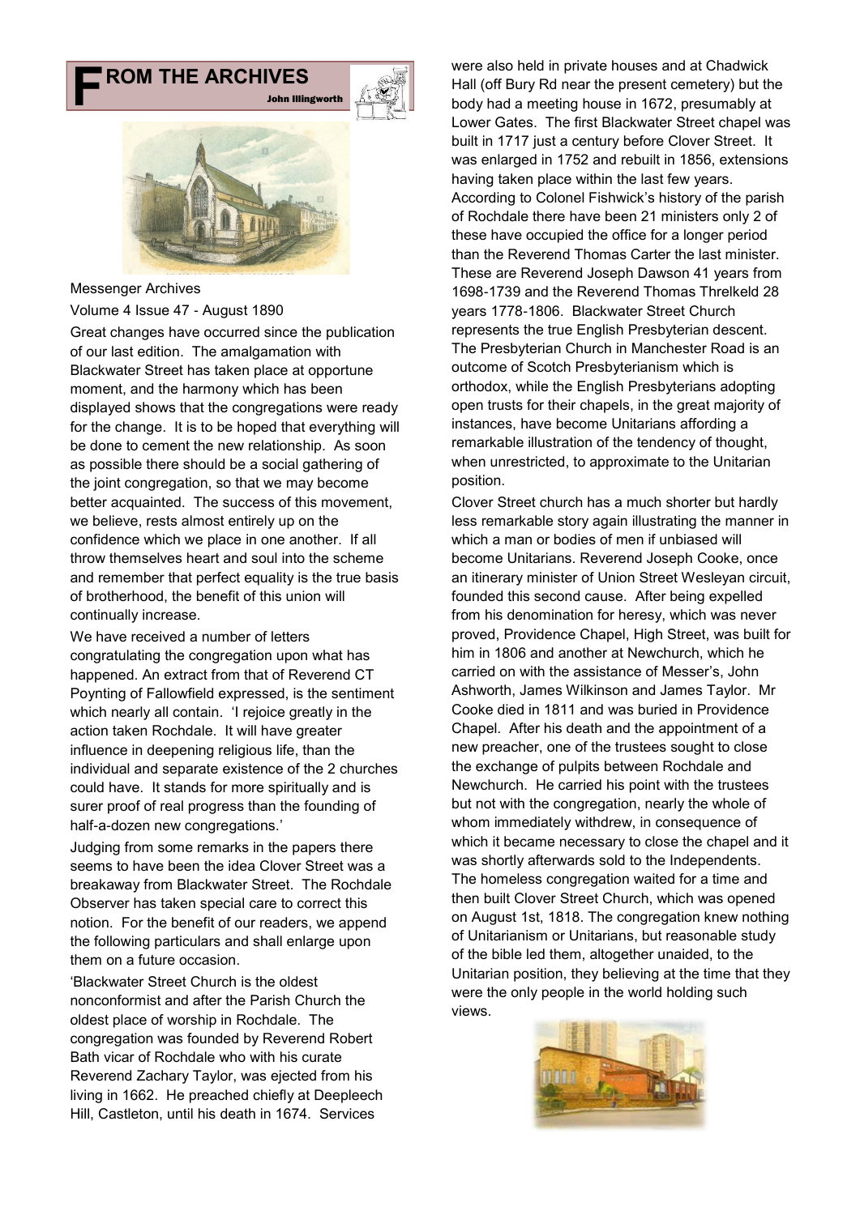# FROM THE ARCHIVES

**John Illingworth**

Messenger Archives

Volume 4 Issue 47 - August 1890

Great changes have occurred since the publication of our last edition. The amalgamation with Blackwater Street has taken place at opportune moment, and the harmony which has been displayed shows that the congregations were ready for the change. It is to be hoped that everything will be done to cement the new relationship. As soon as possible there should be a social gathering of the joint congregation, so that we may become better acquainted. The success of this movement, we believe, rests almost entirely up on the confidence which we place in one another. If all throw themselves heart and soul into the scheme and remember that perfect equality is the true basis of brotherhood, the benefit of this union will continually increase.

We have received a number of letters congratulating the congregation upon what has happened. An extract from that of Reverend CT Poynting of Fallowfield expressed, is the sentiment which nearly all contain. 'I rejoice greatly in the action taken Rochdale. It will have greater influence in deepening religious life, than the individual and separate existence of the 2 churches could have. It stands for more spiritually and is surer proof of real progress than the founding of half-a-dozen new congregations.'

Judging from some remarks in the papers there seems to have been the idea Clover Street was a breakaway from Blackwater Street. The Rochdale Observer has taken special care to correct this notion. For the benefit of our readers, we append the following particulars and shall enlarge upon them on a future occasion.

'Blackwater Street Church is the oldest nonconformist and after the Parish Church the oldest place of worship in Rochdale. The congregation was founded by Reverend Robert Bath vicar of Rochdale who with his curate Reverend Zachary Taylor, was ejected from his living in 1662. He preached chiefly at Deepleech Hill, Castleton, until his death in 1674. Services were also held in private houses and at Chadwick Hall (off Bury Rd near the present cemetery) but the body had a meeting house in 1672, presumably at Lower Gates. The first Blackwater Street chapel was built in 1717 just a century before Clover Street. It was enlarged in 1752 and rebuilt in 1856, extensions having taken place within the last few years. According to Colonel Fishwick's history of the parish of Rochdale there have been 21 ministers only 2 of these have occupied the office for a longer period than the Reverend Thomas Carter the last minister. These are Reverend Joseph Dawson 41 years from 1698-1739 and the Reverend Thomas Threlkeld 28 years 1778-1806. Blackwater Street Church represents the true English Presbyterian descent. The Presbyterian Church in Manchester Road is an outcome of Scotch Presbyterianism which is orthodox, while the English Presbyterians adopting open trusts for their chapels, in the great majority of instances, have become Unitarians affording a remarkable illustration of the tendency of thought, when unrestricted, to approximate to the Unitarian position.

Clover Street church has a much shorter but hardly less remarkable story again illustrating the manner in which a man or bodies of men if unbiased will become Unitarians. Reverend Joseph Cooke, once an itinerary minister of Union Street Wesleyan circuit, founded this second cause. After being expelled from his denomination for heresy, which was never proved, Providence Chapel, High Street, was built for him in 1806 and another at Newchurch, which he carried on with the assistance of Messer's, John Ashworth, James Wilkinson and James Taylor. Mr Cooke died in 1811 and was buried in Providence Chapel. After his death and the appointment of a new preacher, one of the trustees sought to close the exchange of pulpits between Rochdale and Newchurch. He carried his point with the trustees but not with the congregation, nearly the whole of whom immediately withdrew, in consequence of which it became necessary to close the chapel and it was shortly afterwards sold to the Independents. The homeless congregation waited for a time and then built Clover Street Church, which was opened on August 1st, 1818. The congregation knew nothing of Unitarianism or Unitarians, but reasonable study of the bible led them, altogether unaided, to the Unitarian position, they believing at the time that they were the only people in the world holding such views.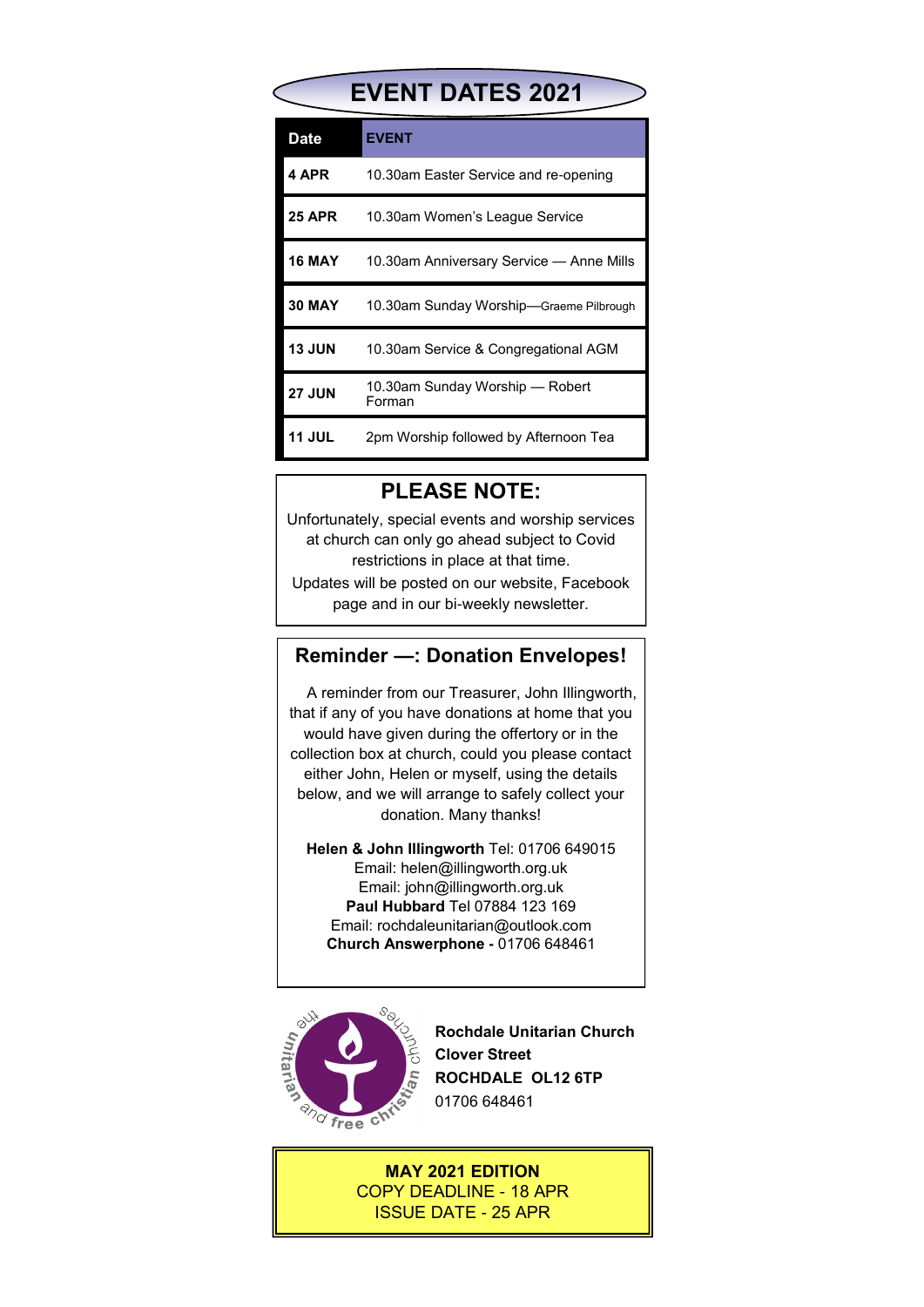# EVENT DATES 2021

| Date | EVENT |
|---|---|
| **4 APR** | 10.30am Easter Service and re-opening |
| **25 APR** | 10.30am Women's League Service |
| **16 MAY** | 10.30am Anniversary Service — Anne Mills |
| **30 MAY** | 10.30am Sunday Worship—Graeme Pilbrough |
| **13 JUN** | 10.30am Service & Congregational AGM |
| **27 JUN** | 10.30am Sunday Worship — Robert Forman |
| **11 JUL** | 2pm Worship followed by Afternoon Tea |

## PLEASE NOTE:

Unfortunately, special events and worship services at church can only go ahead subject to Covid restrictions in place at that time.

Updates will be posted on our website, Facebook page and in our bi-weekly newsletter.

## Reminder —: Donation Envelopes!

A reminder from our Treasurer, John Illingworth, that if any of you have donations at home that you would have given during the offertory or in the collection box at church, could you please contact either John, Helen or myself, using the details below, and we will arrange to safely collect your donation. Many thanks!

**Helen & John Illingworth** Tel: 01706 649015
Email: helen@illingworth.org.uk
Email: john@illingworth.org.uk
**Paul Hubbard** Tel 07884 123 169
Email: rochdaleunitarian@outlook.com
**Church Answerphone -** 01706 648461

the unitarian and free christian churches

**Rochdale Unitarian Church**
**Clover Street**
**ROCHDALE OL12 6TP**
01706 648461

**MAY 2021 EDITION**
COPY DEADLINE - 18 APR
ISSUE DATE - 25 APR